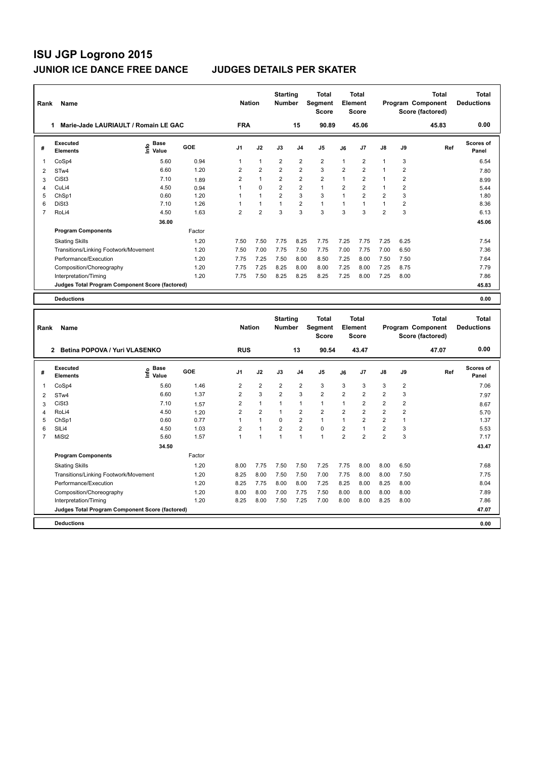# ISU JGP Logrono 2015

## JUNIOR ICE DANCE FREE DANCE — JUDGES DETAILS PER SKATER

| Rank | Name | Nation | Starting Number | Total Segment Score | Total Element Score | Total Program Component Score (factored) | Total Deductions |
|---|---|---|---|---|---|---|---|
| 1 | Marie-Jade LAURIAULT / Romain LE GAC | FRA | 15 | 90.89 | 45.06 | 45.83 | 0.00 |

| # | Executed Elements | Info | Base Value | GOE | J1 | J2 | J3 | J4 | J5 | J6 | J7 | J8 | J9 | Ref | Scores of Panel |
|---|---|---|---|---|---|---|---|---|---|---|---|---|---|---|---|
| 1 | CoSp4 | | 5.60 | 0.94 | 1 | 1 | 2 | 2 | 2 | 1 | 2 | 1 | 3 | | 6.54 |
| 2 | STw4 | | 6.60 | 1.20 | 2 | 2 | 2 | 2 | 3 | 2 | 2 | 1 | 2 | | 7.80 |
| 3 | CiSt3 | | 7.10 | 1.89 | 2 | 1 | 2 | 2 | 2 | 1 | 2 | 1 | 2 | | 8.99 |
| 4 | CuLi4 | | 4.50 | 0.94 | 1 | 0 | 2 | 2 | 1 | 2 | 2 | 1 | 2 | | 5.44 |
| 5 | ChSp1 | | 0.60 | 1.20 | 1 | 1 | 2 | 3 | 3 | 1 | 2 | 2 | 3 | | 1.80 |
| 6 | DiSt3 | | 7.10 | 1.26 | 1 | 1 | 1 | 2 | 1 | 1 | 1 | 1 | 2 | | 8.36 |
| 7 | RoLi4 | | 4.50 | 1.63 | 2 | 2 | 3 | 3 | 3 | 3 | 3 | 2 | 3 | | 6.13 |
| | | | 36.00 | | | | | | | | | | | | 45.06 |
| | **Program Components** | | | Factor | | | | | | | | | | | |
| | Skating Skills | | | 1.20 | 7.50 | 7.50 | 7.75 | 8.25 | 7.75 | 7.25 | 7.75 | 7.25 | 6.25 | | 7.54 |
| | Transitions/Linking Footwork/Movement | | | 1.20 | 7.50 | 7.00 | 7.75 | 7.50 | 7.75 | 7.00 | 7.75 | 7.00 | 6.50 | | 7.36 |
| | Performance/Execution | | | 1.20 | 7.75 | 7.25 | 7.50 | 8.00 | 8.50 | 7.25 | 8.00 | 7.50 | 7.50 | | 7.64 |
| | Composition/Choreography | | | 1.20 | 7.75 | 7.25 | 8.25 | 8.00 | 8.00 | 7.25 | 8.00 | 7.25 | 8.75 | | 7.79 |
| | Interpretation/Timing | | | 1.20 | 7.75 | 7.50 | 8.25 | 8.25 | 8.25 | 7.25 | 8.00 | 7.25 | 8.00 | | 7.86 |
| | Judges Total Program Component Score (factored) | | | | | | | | | | | | | | 45.83 |
| | **Deductions** | | | | | | | | | | | | | | 0.00 |

| Rank | Name | Nation | Starting Number | Total Segment Score | Total Element Score | Total Program Component Score (factored) | Total Deductions |
|---|---|---|---|---|---|---|---|
| 2 | Betina POPOVA / Yuri VLASENKO | RUS | 13 | 90.54 | 43.47 | 47.07 | 0.00 |

| # | Executed Elements | Info | Base Value | GOE | J1 | J2 | J3 | J4 | J5 | J6 | J7 | J8 | J9 | Ref | Scores of Panel |
|---|---|---|---|---|---|---|---|---|---|---|---|---|---|---|---|
| 1 | CoSp4 | | 5.60 | 1.46 | 2 | 2 | 2 | 2 | 3 | 3 | 3 | 3 | 2 | | 7.06 |
| 2 | STw4 | | 6.60 | 1.37 | 2 | 3 | 2 | 3 | 2 | 2 | 2 | 2 | 3 | | 7.97 |
| 3 | CiSt3 | | 7.10 | 1.57 | 2 | 1 | 1 | 1 | 1 | 1 | 2 | 2 | 2 | | 8.67 |
| 4 | RoLi4 | | 4.50 | 1.20 | 2 | 2 | 1 | 2 | 2 | 2 | 2 | 2 | 2 | | 5.70 |
| 5 | ChSp1 | | 0.60 | 0.77 | 1 | 1 | 0 | 2 | 1 | 1 | 2 | 2 | 1 | | 1.37 |
| 6 | SlLi4 | | 4.50 | 1.03 | 2 | 1 | 2 | 2 | 0 | 2 | 1 | 2 | 3 | | 5.53 |
| 7 | MiSt2 | | 5.60 | 1.57 | 1 | 1 | 1 | 1 | 1 | 2 | 2 | 2 | 3 | | 7.17 |
| | | | 34.50 | | | | | | | | | | | | 43.47 |
| | **Program Components** | | | Factor | | | | | | | | | | | |
| | Skating Skills | | | 1.20 | 8.00 | 7.75 | 7.50 | 7.50 | 7.25 | 7.75 | 8.00 | 8.00 | 6.50 | | 7.68 |
| | Transitions/Linking Footwork/Movement | | | 1.20 | 8.25 | 8.00 | 7.50 | 7.50 | 7.00 | 7.75 | 8.00 | 8.00 | 7.50 | | 7.75 |
| | Performance/Execution | | | 1.20 | 8.25 | 7.75 | 8.00 | 8.00 | 7.25 | 8.25 | 8.00 | 8.25 | 8.00 | | 8.04 |
| | Composition/Choreography | | | 1.20 | 8.00 | 8.00 | 7.00 | 7.75 | 7.50 | 8.00 | 8.00 | 8.00 | 8.00 | | 7.89 |
| | Interpretation/Timing | | | 1.20 | 8.25 | 8.00 | 7.50 | 7.25 | 7.00 | 8.00 | 8.00 | 8.25 | 8.00 | | 7.86 |
| | Judges Total Program Component Score (factored) | | | | | | | | | | | | | | 47.07 |
| | **Deductions** | | | | | | | | | | | | | | 0.00 |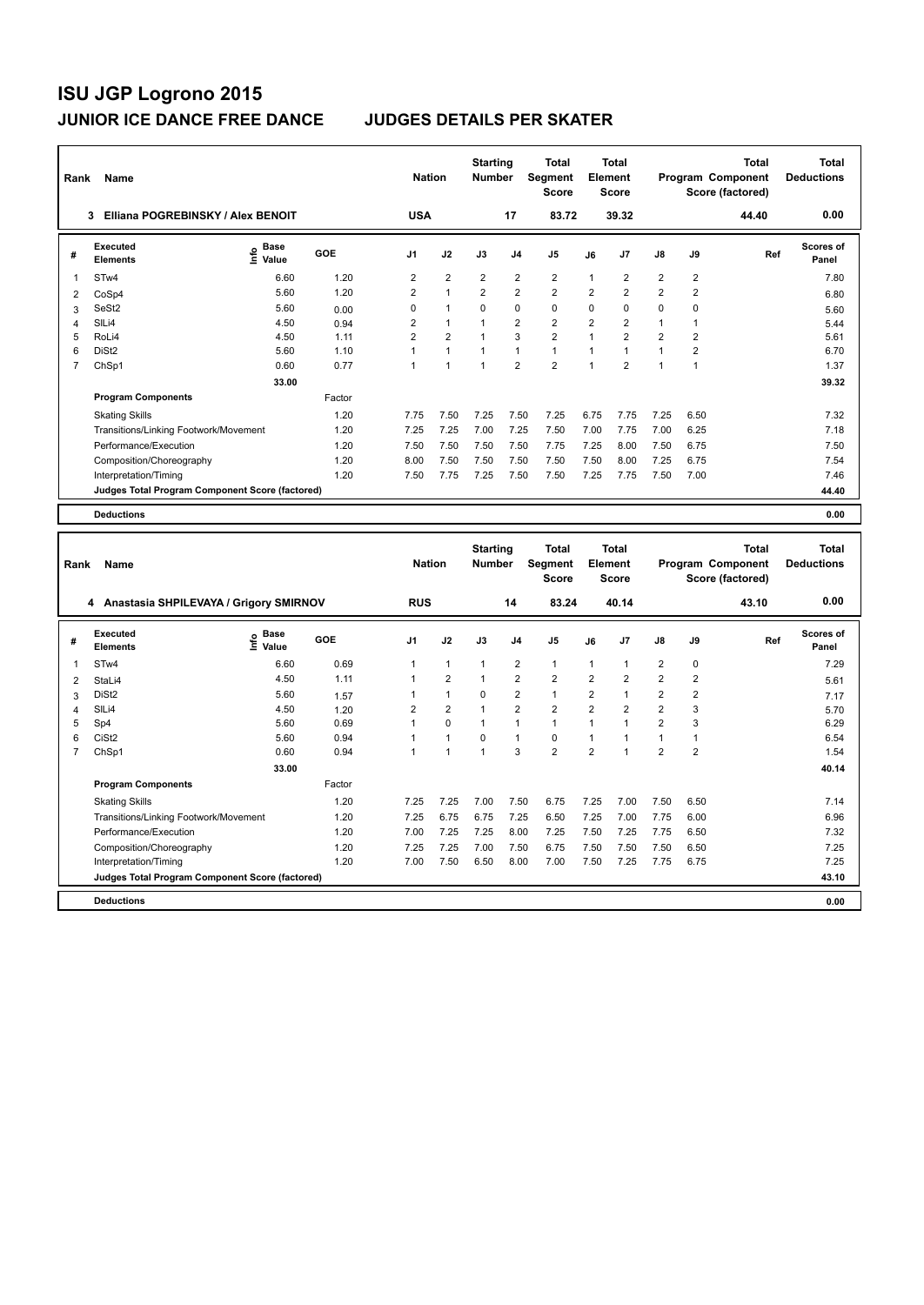# ISU JGP Logrono 2015

## JUNIOR ICE DANCE FREE DANCE — JUDGES DETAILS PER SKATER

| Rank | Name | Nation | Starting Number | Total Segment Score | Total Element Score | Total Program Component Score (factored) | Total Deductions |
|---|---|---|---|---|---|---|---|
| 3 | Elliana POGREBINSKY / Alex BENOIT | USA | 17 | 83.72 | 39.32 | 44.40 | 0.00 |

| # | Executed Elements | Info | Base Value | GOE | J1 | J2 | J3 | J4 | J5 | J6 | J7 | J8 | J9 | Ref | Scores of Panel |
|---|---|---|---|---|---|---|---|---|---|---|---|---|---|---|---|
| 1 | STw4 | | 6.60 | 1.20 | 2 | 2 | 2 | 2 | 2 | 1 | 2 | 2 | 2 | | 7.80 |
| 2 | CoSp4 | | 5.60 | 1.20 | 2 | 1 | 2 | 2 | 2 | 2 | 2 | 2 | 2 | | 6.80 |
| 3 | SeSt2 | | 5.60 | 0.00 | 0 | 1 | 0 | 0 | 0 | 0 | 0 | 0 | 0 | | 5.60 |
| 4 | SlLi4 | | 4.50 | 0.94 | 2 | 1 | 1 | 2 | 2 | 2 | 2 | 1 | 1 | | 5.44 |
| 5 | RoLi4 | | 4.50 | 1.11 | 2 | 2 | 1 | 3 | 2 | 1 | 2 | 2 | 2 | | 5.61 |
| 6 | DiSt2 | | 5.60 | 1.10 | 1 | 1 | 1 | 1 | 1 | 1 | 1 | 1 | 2 | | 6.70 |
| 7 | ChSp1 | | 0.60 | 0.77 | 1 | 1 | 1 | 2 | 2 | 1 | 2 | 1 | 1 | | 1.37 |
| | | | 33.00 | | | | | | | | | | | | 39.32 |
| | **Program Components** | | | Factor | | | | | | | | | | | |
| | Skating Skills | | | 1.20 | 7.75 | 7.50 | 7.25 | 7.50 | 7.25 | 6.75 | 7.75 | 7.25 | 6.50 | | 7.32 |
| | Transitions/Linking Footwork/Movement | | | 1.20 | 7.25 | 7.25 | 7.00 | 7.25 | 7.50 | 7.00 | 7.75 | 7.00 | 6.25 | | 7.18 |
| | Performance/Execution | | | 1.20 | 7.50 | 7.50 | 7.50 | 7.50 | 7.75 | 7.25 | 8.00 | 7.50 | 6.75 | | 7.50 |
| | Composition/Choreography | | | 1.20 | 8.00 | 7.50 | 7.50 | 7.50 | 7.50 | 7.50 | 8.00 | 7.25 | 6.75 | | 7.54 |
| | Interpretation/Timing | | | 1.20 | 7.50 | 7.75 | 7.25 | 7.50 | 7.50 | 7.25 | 7.75 | 7.50 | 7.00 | | 7.46 |
| | Judges Total Program Component Score (factored) | | | | | | | | | | | | | | 44.40 |
| | **Deductions** | | | | | | | | | | | | | | 0.00 |

| Rank | Name | Nation | Starting Number | Total Segment Score | Total Element Score | Total Program Component Score (factored) | Total Deductions |
|---|---|---|---|---|---|---|---|
| 4 | Anastasia SHPILEVAYA / Grigory SMIRNOV | RUS | 14 | 83.24 | 40.14 | 43.10 | 0.00 |

| # | Executed Elements | Info | Base Value | GOE | J1 | J2 | J3 | J4 | J5 | J6 | J7 | J8 | J9 | Ref | Scores of Panel |
|---|---|---|---|---|---|---|---|---|---|---|---|---|---|---|---|
| 1 | STw4 | | 6.60 | 0.69 | 1 | 1 | 1 | 2 | 1 | 1 | 1 | 2 | 0 | | 7.29 |
| 2 | StaLi4 | | 4.50 | 1.11 | 1 | 2 | 1 | 2 | 2 | 2 | 2 | 2 | 2 | | 5.61 |
| 3 | DiSt2 | | 5.60 | 1.57 | 1 | 1 | 0 | 2 | 1 | 2 | 1 | 2 | 2 | | 7.17 |
| 4 | SlLi4 | | 4.50 | 1.20 | 2 | 2 | 1 | 2 | 2 | 2 | 2 | 2 | 3 | | 5.70 |
| 5 | Sp4 | | 5.60 | 0.69 | 1 | 0 | 1 | 1 | 1 | 1 | 1 | 2 | 3 | | 6.29 |
| 6 | CiSt2 | | 5.60 | 0.94 | 1 | 1 | 0 | 1 | 0 | 1 | 1 | 1 | 1 | | 6.54 |
| 7 | ChSp1 | | 0.60 | 0.94 | 1 | 1 | 1 | 3 | 2 | 2 | 1 | 2 | 2 | | 1.54 |
| | | | 33.00 | | | | | | | | | | | | 40.14 |
| | **Program Components** | | | Factor | | | | | | | | | | | |
| | Skating Skills | | | 1.20 | 7.25 | 7.25 | 7.00 | 7.50 | 6.75 | 7.25 | 7.00 | 7.50 | 6.50 | | 7.14 |
| | Transitions/Linking Footwork/Movement | | | 1.20 | 7.25 | 6.75 | 6.75 | 7.25 | 6.50 | 7.25 | 7.00 | 7.75 | 6.00 | | 6.96 |
| | Performance/Execution | | | 1.20 | 7.00 | 7.25 | 7.25 | 8.00 | 7.25 | 7.50 | 7.25 | 7.75 | 6.50 | | 7.32 |
| | Composition/Choreography | | | 1.20 | 7.25 | 7.25 | 7.00 | 7.50 | 6.75 | 7.50 | 7.50 | 7.50 | 6.50 | | 7.25 |
| | Interpretation/Timing | | | 1.20 | 7.00 | 7.50 | 6.50 | 8.00 | 7.00 | 7.50 | 7.25 | 7.75 | 6.75 | | 7.25 |
| | Judges Total Program Component Score (factored) | | | | | | | | | | | | | | 43.10 |
| | **Deductions** | | | | | | | | | | | | | | 0.00 |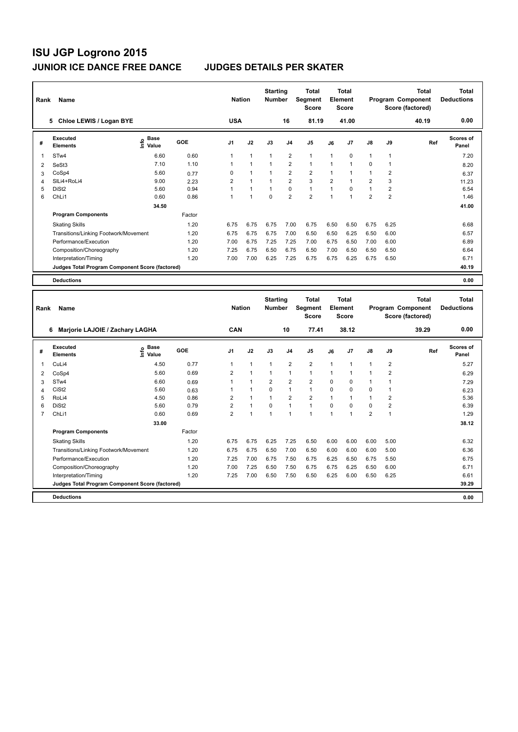# ISU JGP Logrono 2015

## JUNIOR ICE DANCE FREE DANCE JUDGES DETAILS PER SKATER

| Rank | Name | Nation | Starting Number | Total Segment Score | Total Element Score | Total Program Component Score (factored) | Total Deductions |
|---|---|---|---|---|---|---|---|
| 5 | Chloe LEWIS / Logan BYE | USA | 16 | 81.19 | 41.00 | 40.19 | 0.00 |

| # | Executed Elements | Info | Base Value | GOE | J1 | J2 | J3 | J4 | J5 | J6 | J7 | J8 | J9 | Ref | Scores of Panel |
|---|---|---|---|---|---|---|---|---|---|---|---|---|---|---|---|
| 1 | STw4 | | 6.60 | 0.60 | 1 | 1 | 1 | 2 | 1 | 1 | 0 | 1 | 1 | | 7.20 |
| 2 | SeSt3 | | 7.10 | 1.10 | 1 | 1 | 1 | 2 | 1 | 1 | 1 | 0 | 1 | | 8.20 |
| 3 | CoSp4 | | 5.60 | 0.77 | 0 | 1 | 1 | 2 | 2 | 1 | 1 | 1 | 2 | | 6.37 |
| 4 | SlLi4+RoLi4 | | 9.00 | 2.23 | 2 | 1 | 1 | 2 | 3 | 2 | 1 | 2 | 3 | | 11.23 |
| 5 | DiSt2 | | 5.60 | 0.94 | 1 | 1 | 1 | 0 | 1 | 1 | 0 | 1 | 2 | | 6.54 |
| 6 | ChLi1 | | 0.60 | 0.86 | 1 | 1 | 0 | 2 | 2 | 1 | 1 | 2 | 2 | | 1.46 |
| | | | 34.50 | | | | | | | | | | | | 41.00 |
| | **Program Components** | | | Factor | | | | | | | | | | | |
| | Skating Skills | | | 1.20 | 6.75 | 6.75 | 6.75 | 7.00 | 6.75 | 6.50 | 6.50 | 6.75 | 6.25 | | 6.68 |
| | Transitions/Linking Footwork/Movement | | | 1.20 | 6.75 | 6.75 | 6.75 | 7.00 | 6.50 | 6.50 | 6.25 | 6.50 | 6.00 | | 6.57 |
| | Performance/Execution | | | 1.20 | 7.00 | 6.75 | 7.25 | 7.25 | 7.00 | 6.75 | 6.50 | 7.00 | 6.00 | | 6.89 |
| | Composition/Choreography | | | 1.20 | 7.25 | 6.75 | 6.50 | 6.75 | 6.50 | 7.00 | 6.50 | 6.50 | 6.50 | | 6.64 |
| | Interpretation/Timing | | | 1.20 | 7.00 | 7.00 | 6.25 | 7.25 | 6.75 | 6.75 | 6.25 | 6.75 | 6.50 | | 6.71 |
| | Judges Total Program Component Score (factored) | | | | | | | | | | | | | | 40.19 |
| | **Deductions** | | | | | | | | | | | | | | 0.00 |

| Rank | Name | Nation | Starting Number | Total Segment Score | Total Element Score | Total Program Component Score (factored) | Total Deductions |
|---|---|---|---|---|---|---|---|
| 6 | Marjorie LAJOIE / Zachary LAGHA | CAN | 10 | 77.41 | 38.12 | 39.29 | 0.00 |

| # | Executed Elements | Info | Base Value | GOE | J1 | J2 | J3 | J4 | J5 | J6 | J7 | J8 | J9 | Ref | Scores of Panel |
|---|---|---|---|---|---|---|---|---|---|---|---|---|---|---|---|
| 1 | CuLi4 | | 4.50 | 0.77 | 1 | 1 | 1 | 2 | 2 | 1 | 1 | 1 | 2 | | 5.27 |
| 2 | CoSp4 | | 5.60 | 0.69 | 2 | 1 | 1 | 1 | 1 | 1 | 1 | 1 | 2 | | 6.29 |
| 3 | STw4 | | 6.60 | 0.69 | 1 | 1 | 2 | 2 | 2 | 0 | 0 | 1 | 1 | | 7.29 |
| 4 | CiSt2 | | 5.60 | 0.63 | 1 | 1 | 0 | 1 | 1 | 0 | 0 | 0 | 1 | | 6.23 |
| 5 | RoLi4 | | 4.50 | 0.86 | 2 | 1 | 1 | 2 | 2 | 1 | 1 | 1 | 2 | | 5.36 |
| 6 | DiSt2 | | 5.60 | 0.79 | 2 | 1 | 0 | 1 | 1 | 0 | 0 | 0 | 2 | | 6.39 |
| 7 | ChLi1 | | 0.60 | 0.69 | 2 | 1 | 1 | 1 | 1 | 1 | 1 | 2 | 1 | | 1.29 |
| | | | 33.00 | | | | | | | | | | | | 38.12 |
| | **Program Components** | | | Factor | | | | | | | | | | | |
| | Skating Skills | | | 1.20 | 6.75 | 6.75 | 6.25 | 7.25 | 6.50 | 6.00 | 6.00 | 6.00 | 5.00 | | 6.32 |
| | Transitions/Linking Footwork/Movement | | | 1.20 | 6.75 | 6.75 | 6.50 | 7.00 | 6.50 | 6.00 | 6.00 | 6.00 | 5.00 | | 6.36 |
| | Performance/Execution | | | 1.20 | 7.25 | 7.00 | 6.75 | 7.50 | 6.75 | 6.25 | 6.50 | 6.75 | 5.50 | | 6.75 |
| | Composition/Choreography | | | 1.20 | 7.00 | 7.25 | 6.50 | 7.50 | 6.75 | 6.75 | 6.25 | 6.50 | 6.00 | | 6.71 |
| | Interpretation/Timing | | | 1.20 | 7.25 | 7.00 | 6.50 | 7.50 | 6.50 | 6.25 | 6.00 | 6.50 | 6.25 | | 6.61 |
| | Judges Total Program Component Score (factored) | | | | | | | | | | | | | | 39.29 |
| | **Deductions** | | | | | | | | | | | | | | 0.00 |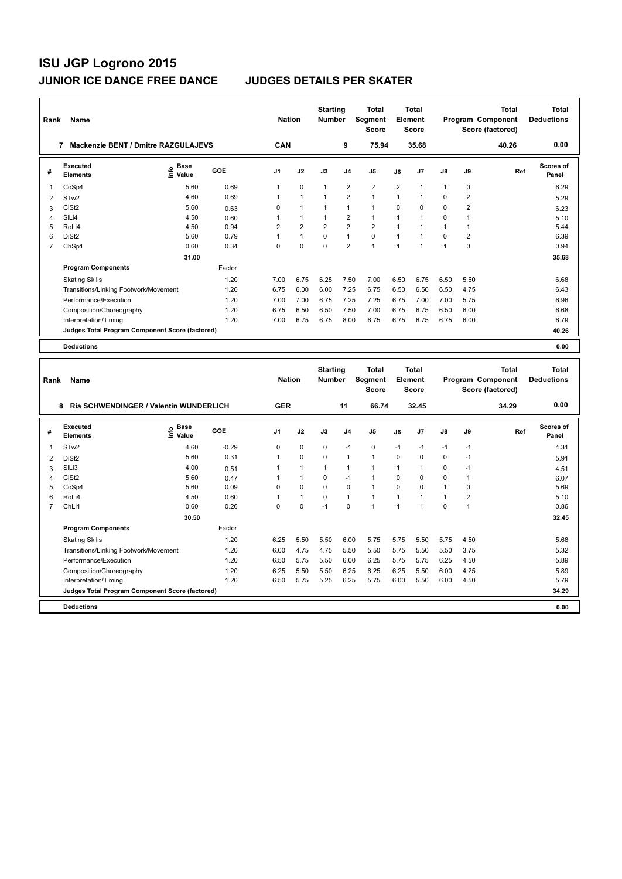# ISU JGP Logrono 2015

## JUNIOR ICE DANCE FREE DANCE — JUDGES DETAILS PER SKATER

| Rank | Name | Nation | Starting Number | Total Segment Score | Total Element Score | Total Program Component Score (factored) | Total Deductions |
|---|---|---|---|---|---|---|---|
| 7 | Mackenzie BENT / Dmitre RAZGULAJEVS | CAN | 9 | 75.94 | 35.68 | 40.26 | 0.00 |

| # | Executed Elements | Info | Base Value | GOE | J1 | J2 | J3 | J4 | J5 | J6 | J7 | J8 | J9 | Ref | Scores of Panel |
|---|---|---|---|---|---|---|---|---|---|---|---|---|---|---|---|
| 1 | CoSp4 | | 5.60 | 0.69 | 1 | 0 | 1 | 2 | 2 | 2 | 1 | 1 | 0 | | 6.29 |
| 2 | STw2 | | 4.60 | 0.69 | 1 | 1 | 1 | 2 | 1 | 1 | 1 | 0 | 2 | | 5.29 |
| 3 | CiSt2 | | 5.60 | 0.63 | 0 | 1 | 1 | 1 | 1 | 0 | 0 | 0 | 2 | | 6.23 |
| 4 | SlLi4 | | 4.50 | 0.60 | 1 | 1 | 1 | 2 | 1 | 1 | 1 | 0 | 1 | | 5.10 |
| 5 | RoLi4 | | 4.50 | 0.94 | 2 | 2 | 2 | 2 | 2 | 1 | 1 | 1 | 1 | | 5.44 |
| 6 | DiSt2 | | 5.60 | 0.79 | 1 | 1 | 0 | 1 | 0 | 1 | 1 | 0 | 2 | | 6.39 |
| 7 | ChSp1 | | 0.60 | 0.34 | 0 | 0 | 0 | 2 | 1 | 1 | 1 | 1 | 0 | | 0.94 |
| | | | 31.00 | | | | | | | | | | | | 35.68 |

| Program Components | Factor | J1 | J2 | J3 | J4 | J5 | J6 | J7 | J8 | J9 | Scores of Panel |
|---|---|---|---|---|---|---|---|---|---|---|---|
| Skating Skills | 1.20 | 7.00 | 6.75 | 6.25 | 7.50 | 7.00 | 6.50 | 6.75 | 6.50 | 5.50 | 6.68 |
| Transitions/Linking Footwork/Movement | 1.20 | 6.75 | 6.00 | 6.00 | 7.25 | 6.75 | 6.50 | 6.50 | 6.50 | 4.75 | 6.43 |
| Performance/Execution | 1.20 | 7.00 | 7.00 | 6.75 | 7.25 | 7.25 | 6.75 | 7.00 | 7.00 | 5.75 | 6.96 |
| Composition/Choreography | 1.20 | 6.75 | 6.50 | 6.50 | 7.50 | 7.00 | 6.75 | 6.75 | 6.50 | 6.00 | 6.68 |
| Interpretation/Timing | 1.20 | 7.00 | 6.75 | 6.75 | 8.00 | 6.75 | 6.75 | 6.75 | 6.75 | 6.00 | 6.79 |
| Judges Total Program Component Score (factored) | | | | | | | | | | | 40.26 |

**Deductions** 0.00

| Rank | Name | Nation | Starting Number | Total Segment Score | Total Element Score | Total Program Component Score (factored) | Total Deductions |
|---|---|---|---|---|---|---|---|
| 8 | Ria SCHWENDINGER / Valentin WUNDERLICH | GER | 11 | 66.74 | 32.45 | 34.29 | 0.00 |

| # | Executed Elements | Info | Base Value | GOE | J1 | J2 | J3 | J4 | J5 | J6 | J7 | J8 | J9 | Ref | Scores of Panel |
|---|---|---|---|---|---|---|---|---|---|---|---|---|---|---|---|
| 1 | STw2 | | 4.60 | -0.29 | 0 | 0 | 0 | -1 | 0 | -1 | -1 | -1 | -1 | | 4.31 |
| 2 | DiSt2 | | 5.60 | 0.31 | 1 | 0 | 0 | 1 | 1 | 0 | 0 | 0 | -1 | | 5.91 |
| 3 | SlLi3 | | 4.00 | 0.51 | 1 | 1 | 1 | 1 | 1 | 1 | 1 | 0 | -1 | | 4.51 |
| 4 | CiSt2 | | 5.60 | 0.47 | 1 | 1 | 0 | -1 | 1 | 0 | 0 | 0 | 1 | | 6.07 |
| 5 | CoSp4 | | 5.60 | 0.09 | 0 | 0 | 0 | 0 | 1 | 0 | 0 | 1 | 0 | | 5.69 |
| 6 | RoLi4 | | 4.50 | 0.60 | 1 | 1 | 0 | 1 | 1 | 1 | 1 | 1 | 2 | | 5.10 |
| 7 | ChLi1 | | 0.60 | 0.26 | 0 | 0 | -1 | 0 | 1 | 1 | 1 | 0 | 1 | | 0.86 |
| | | | 30.50 | | | | | | | | | | | | 32.45 |

| Program Components | Factor | J1 | J2 | J3 | J4 | J5 | J6 | J7 | J8 | J9 | Scores of Panel |
|---|---|---|---|---|---|---|---|---|---|---|---|
| Skating Skills | 1.20 | 6.25 | 5.50 | 5.50 | 6.00 | 5.75 | 5.75 | 5.50 | 5.75 | 4.50 | 5.68 |
| Transitions/Linking Footwork/Movement | 1.20 | 6.00 | 4.75 | 4.75 | 5.50 | 5.50 | 5.75 | 5.50 | 5.50 | 3.75 | 5.32 |
| Performance/Execution | 1.20 | 6.50 | 5.75 | 5.50 | 6.00 | 6.25 | 5.75 | 5.75 | 6.25 | 4.50 | 5.89 |
| Composition/Choreography | 1.20 | 6.25 | 5.50 | 5.50 | 6.25 | 6.25 | 6.25 | 5.50 | 6.00 | 4.25 | 5.89 |
| Interpretation/Timing | 1.20 | 6.50 | 5.75 | 5.25 | 6.25 | 5.75 | 6.00 | 5.50 | 6.00 | 4.50 | 5.79 |
| Judges Total Program Component Score (factored) | | | | | | | | | | | 34.29 |

**Deductions** 0.00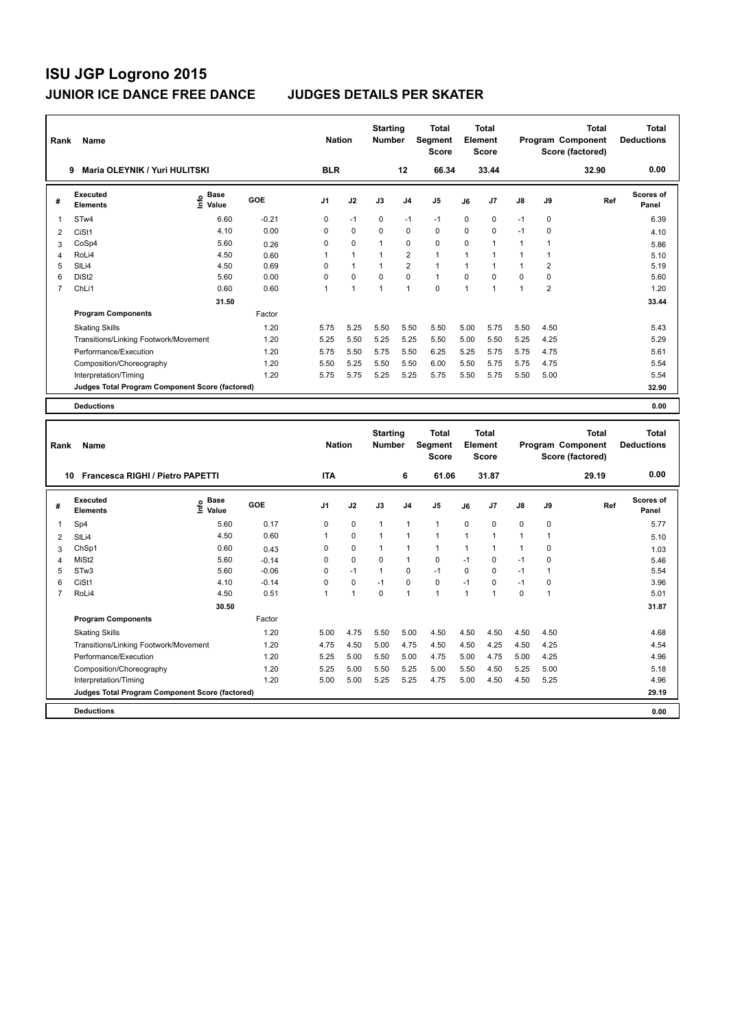# ISU JGP Logrono 2015

## JUNIOR ICE DANCE FREE DANCE — JUDGES DETAILS PER SKATER

| Rank | Name | Nation | Starting Number | Total Segment Score | Total Element Score | Total Program Component Score (factored) | Total Deductions |
|---|---|---|---|---|---|---|---|
| 9 | Maria OLEYNIK / Yuri HULITSKI | BLR | 12 | 66.34 | 33.44 | 32.90 | 0.00 |

| # | Executed Elements | Info | Base Value | GOE | J1 | J2 | J3 | J4 | J5 | J6 | J7 | J8 | J9 | Ref | Scores of Panel |
|---|---|---|---|---|---|---|---|---|---|---|---|---|---|---|---|
| 1 | STw4 | | 6.60 | -0.21 | 0 | -1 | 0 | -1 | -1 | 0 | 0 | -1 | 0 | | 6.39 |
| 2 | CiSt1 | | 4.10 | 0.00 | 0 | 0 | 0 | 0 | 0 | 0 | 0 | -1 | 0 | | 4.10 |
| 3 | CoSp4 | | 5.60 | 0.26 | 0 | 0 | 1 | 0 | 0 | 0 | 1 | 1 | 1 | | 5.86 |
| 4 | RoLi4 | | 4.50 | 0.60 | 1 | 1 | 1 | 2 | 1 | 1 | 1 | 1 | 1 | | 5.10 |
| 5 | SlLi4 | | 4.50 | 0.69 | 0 | 1 | 1 | 2 | 1 | 1 | 1 | 1 | 2 | | 5.19 |
| 6 | DiSt2 | | 5.60 | 0.00 | 0 | 0 | 0 | 0 | 1 | 0 | 0 | 0 | 0 | | 5.60 |
| 7 | ChLi1 | | 0.60 | 0.60 | 1 | 1 | 1 | 1 | 0 | 1 | 1 | 1 | 2 | | 1.20 |
| | | | 31.50 | | | | | | | | | | | | 33.44 |

| Program Components | Factor | J1 | J2 | J3 | J4 | J5 | J6 | J7 | J8 | J9 | Scores of Panel |
|---|---|---|---|---|---|---|---|---|---|---|---|
| Skating Skills | 1.20 | 5.75 | 5.25 | 5.50 | 5.50 | 5.50 | 5.00 | 5.75 | 5.50 | 4.50 | 5.43 |
| Transitions/Linking Footwork/Movement | 1.20 | 5.25 | 5.50 | 5.25 | 5.25 | 5.50 | 5.00 | 5.50 | 5.25 | 4.25 | 5.29 |
| Performance/Execution | 1.20 | 5.75 | 5.50 | 5.75 | 5.50 | 6.25 | 5.25 | 5.75 | 5.75 | 4.75 | 5.61 |
| Composition/Choreography | 1.20 | 5.50 | 5.25 | 5.50 | 5.50 | 6.00 | 5.50 | 5.75 | 5.75 | 4.75 | 5.54 |
| Interpretation/Timing | 1.20 | 5.75 | 5.75 | 5.25 | 5.25 | 5.75 | 5.50 | 5.75 | 5.50 | 5.00 | 5.54 |
| Judges Total Program Component Score (factored) | | | | | | | | | | | 32.90 |

**Deductions** 0.00

| Rank | Name | Nation | Starting Number | Total Segment Score | Total Element Score | Total Program Component Score (factored) | Total Deductions |
|---|---|---|---|---|---|---|---|
| 10 | Francesca RIGHI / Pietro PAPETTI | ITA | 6 | 61.06 | 31.87 | 29.19 | 0.00 |

| # | Executed Elements | Info | Base Value | GOE | J1 | J2 | J3 | J4 | J5 | J6 | J7 | J8 | J9 | Ref | Scores of Panel |
|---|---|---|---|---|---|---|---|---|---|---|---|---|---|---|---|
| 1 | Sp4 | | 5.60 | 0.17 | 0 | 0 | 1 | 1 | 1 | 0 | 0 | 0 | 0 | | 5.77 |
| 2 | SlLi4 | | 4.50 | 0.60 | 1 | 0 | 1 | 1 | 1 | 1 | 1 | 1 | 1 | | 5.10 |
| 3 | ChSp1 | | 0.60 | 0.43 | 0 | 0 | 1 | 1 | 1 | 1 | 1 | 1 | 0 | | 1.03 |
| 4 | MiSt2 | | 5.60 | -0.14 | 0 | 0 | 0 | 1 | 0 | -1 | 0 | -1 | 0 | | 5.46 |
| 5 | STw3 | | 5.60 | -0.06 | 0 | -1 | 1 | 0 | -1 | 0 | 0 | -1 | 1 | | 5.54 |
| 6 | CiSt1 | | 4.10 | -0.14 | 0 | 0 | -1 | 0 | 0 | -1 | 0 | -1 | 0 | | 3.96 |
| 7 | RoLi4 | | 4.50 | 0.51 | 1 | 1 | 0 | 1 | 1 | 1 | 1 | 0 | 1 | | 5.01 |
| | | | 30.50 | | | | | | | | | | | | 31.87 |

| Program Components | Factor | J1 | J2 | J3 | J4 | J5 | J6 | J7 | J8 | J9 | Scores of Panel |
|---|---|---|---|---|---|---|---|---|---|---|---|
| Skating Skills | 1.20 | 5.00 | 4.75 | 5.50 | 5.00 | 4.50 | 4.50 | 4.50 | 4.50 | 4.50 | 4.68 |
| Transitions/Linking Footwork/Movement | 1.20 | 4.75 | 4.50 | 5.00 | 4.75 | 4.50 | 4.50 | 4.25 | 4.50 | 4.25 | 4.54 |
| Performance/Execution | 1.20 | 5.25 | 5.00 | 5.50 | 5.00 | 4.75 | 5.00 | 4.75 | 5.00 | 4.25 | 4.96 |
| Composition/Choreography | 1.20 | 5.25 | 5.00 | 5.50 | 5.25 | 5.00 | 5.50 | 4.50 | 5.25 | 5.00 | 5.18 |
| Interpretation/Timing | 1.20 | 5.00 | 5.00 | 5.25 | 5.25 | 4.75 | 5.00 | 4.50 | 4.50 | 5.25 | 4.96 |
| Judges Total Program Component Score (factored) | | | | | | | | | | | 29.19 |

**Deductions** 0.00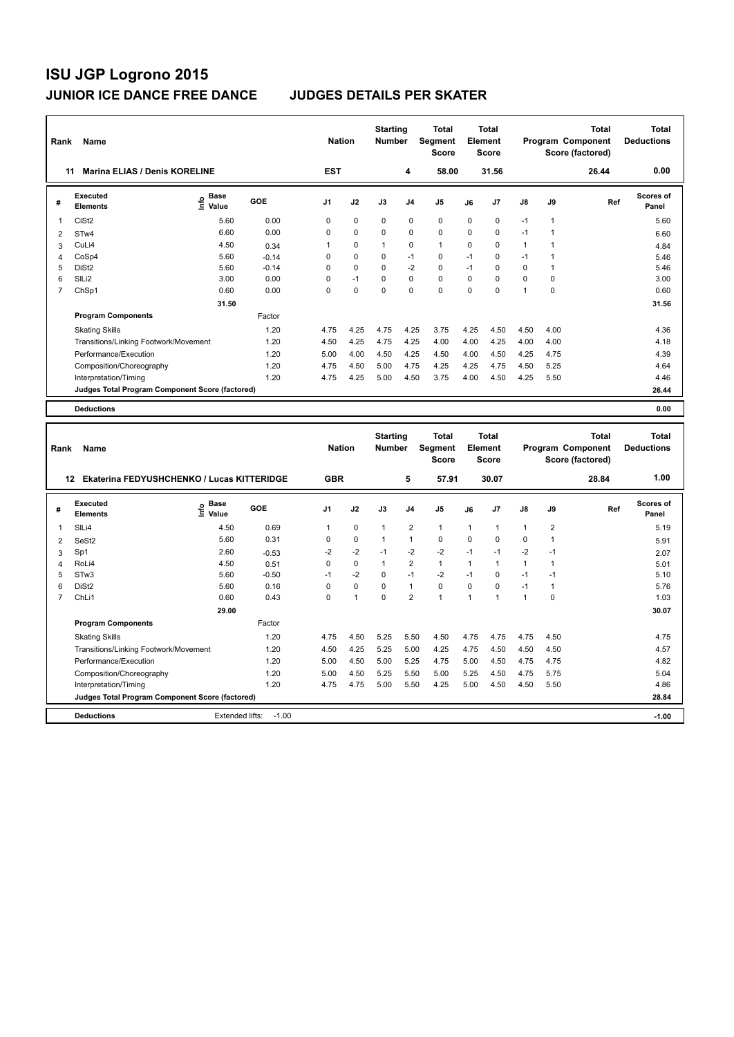# ISU JGP Logrono 2015

## JUNIOR ICE DANCE FREE DANCE JUDGES DETAILS PER SKATER

| Rank | Name | Nation | Starting Number | Total Segment Score | Total Element Score | Total Program Component Score (factored) | Total Deductions |
|---|---|---|---|---|---|---|---|
| 11 | Marina ELIAS / Denis KORELINE | EST | 4 | 58.00 | 31.56 | 26.44 | 0.00 |

| # | Executed Elements | Info | Base Value | GOE | J1 | J2 | J3 | J4 | J5 | J6 | J7 | J8 | J9 | Ref | Scores of Panel |
|---|---|---|---|---|---|---|---|---|---|---|---|---|---|---|---|
| 1 | CiSt2 | | 5.60 | 0.00 | 0 | 0 | 0 | 0 | 0 | 0 | 0 | -1 | 1 | | 5.60 |
| 2 | STw4 | | 6.60 | 0.00 | 0 | 0 | 0 | 0 | 0 | 0 | 0 | -1 | 1 | | 6.60 |
| 3 | CuLi4 | | 4.50 | 0.34 | 1 | 0 | 1 | 0 | 1 | 0 | 0 | 1 | 1 | | 4.84 |
| 4 | CoSp4 | | 5.60 | -0.14 | 0 | 0 | 0 | -1 | 0 | -1 | 0 | -1 | 1 | | 5.46 |
| 5 | DiSt2 | | 5.60 | -0.14 | 0 | 0 | 0 | -2 | 0 | -1 | 0 | 0 | 1 | | 5.46 |
| 6 | SlLi2 | | 3.00 | 0.00 | 0 | -1 | 0 | 0 | 0 | 0 | 0 | 0 | 0 | | 3.00 |
| 7 | ChSp1 | | 0.60 | 0.00 | 0 | 0 | 0 | 0 | 0 | 0 | 0 | 1 | 0 | | 0.60 |
| | | | 31.50 | | | | | | | | | | | | 31.56 |
| | **Program Components** | | | Factor | | | | | | | | | | | |
| | Skating Skills | | | 1.20 | 4.75 | 4.25 | 4.75 | 4.25 | 3.75 | 4.25 | 4.50 | 4.50 | 4.00 | | 4.36 |
| | Transitions/Linking Footwork/Movement | | | 1.20 | 4.50 | 4.25 | 4.75 | 4.25 | 4.00 | 4.00 | 4.25 | 4.00 | 4.00 | | 4.18 |
| | Performance/Execution | | | 1.20 | 5.00 | 4.00 | 4.50 | 4.25 | 4.50 | 4.00 | 4.50 | 4.25 | 4.75 | | 4.39 |
| | Composition/Choreography | | | 1.20 | 4.75 | 4.50 | 5.00 | 4.75 | 4.25 | 4.25 | 4.75 | 4.50 | 5.25 | | 4.64 |
| | Interpretation/Timing | | | 1.20 | 4.75 | 4.25 | 5.00 | 4.50 | 3.75 | 4.00 | 4.50 | 4.25 | 5.50 | | 4.46 |
| | **Judges Total Program Component Score (factored)** | | | | | | | | | | | | | | 26.44 |
| | **Deductions** | | | | | | | | | | | | | | 0.00 |

| Rank | Name | Nation | Starting Number | Total Segment Score | Total Element Score | Total Program Component Score (factored) | Total Deductions |
|---|---|---|---|---|---|---|---|
| 12 | Ekaterina FEDYUSHCHENKO / Lucas KITTERIDGE | GBR | 5 | 57.91 | 30.07 | 28.84 | 1.00 |

| # | Executed Elements | Info | Base Value | GOE | J1 | J2 | J3 | J4 | J5 | J6 | J7 | J8 | J9 | Ref | Scores of Panel |
|---|---|---|---|---|---|---|---|---|---|---|---|---|---|---|---|
| 1 | SlLi4 | | 4.50 | 0.69 | 1 | 0 | 1 | 2 | 1 | 1 | 1 | 1 | 2 | | 5.19 |
| 2 | SeSt2 | | 5.60 | 0.31 | 0 | 0 | 1 | 1 | 0 | 0 | 0 | 0 | 1 | | 5.91 |
| 3 | Sp1 | | 2.60 | -0.53 | -2 | -2 | -1 | -2 | -2 | -1 | -1 | -2 | -1 | | 2.07 |
| 4 | RoLi4 | | 4.50 | 0.51 | 0 | 0 | 1 | 2 | 1 | 1 | 1 | 1 | 1 | | 5.01 |
| 5 | STw3 | | 5.60 | -0.50 | -1 | -2 | 0 | -1 | -2 | -1 | 0 | -1 | -1 | | 5.10 |
| 6 | DiSt2 | | 5.60 | 0.16 | 0 | 0 | 0 | 1 | 0 | 0 | 0 | -1 | 1 | | 5.76 |
| 7 | ChLi1 | | 0.60 | 0.43 | 0 | 1 | 0 | 2 | 1 | 1 | 1 | 1 | 0 | | 1.03 |
| | | | 29.00 | | | | | | | | | | | | 30.07 |
| | **Program Components** | | | Factor | | | | | | | | | | | |
| | Skating Skills | | | 1.20 | 4.75 | 4.50 | 5.25 | 5.50 | 4.50 | 4.75 | 4.75 | 4.75 | 4.50 | | 4.75 |
| | Transitions/Linking Footwork/Movement | | | 1.20 | 4.50 | 4.25 | 5.25 | 5.00 | 4.25 | 4.75 | 4.50 | 4.50 | 4.50 | | 4.57 |
| | Performance/Execution | | | 1.20 | 5.00 | 4.50 | 5.00 | 5.25 | 4.75 | 5.00 | 4.50 | 4.75 | 4.75 | | 4.82 |
| | Composition/Choreography | | | 1.20 | 5.00 | 4.50 | 5.25 | 5.50 | 5.00 | 5.25 | 4.50 | 4.75 | 5.75 | | 5.04 |
| | Interpretation/Timing | | | 1.20 | 4.75 | 4.75 | 5.00 | 5.50 | 4.25 | 5.00 | 4.50 | 4.50 | 5.50 | | 4.86 |
| | **Judges Total Program Component Score (factored)** | | | | | | | | | | | | | | 28.84 |
| | **Deductions** | Extended lifts: | -1.00 | | | | | | | | | | | | -1.00 |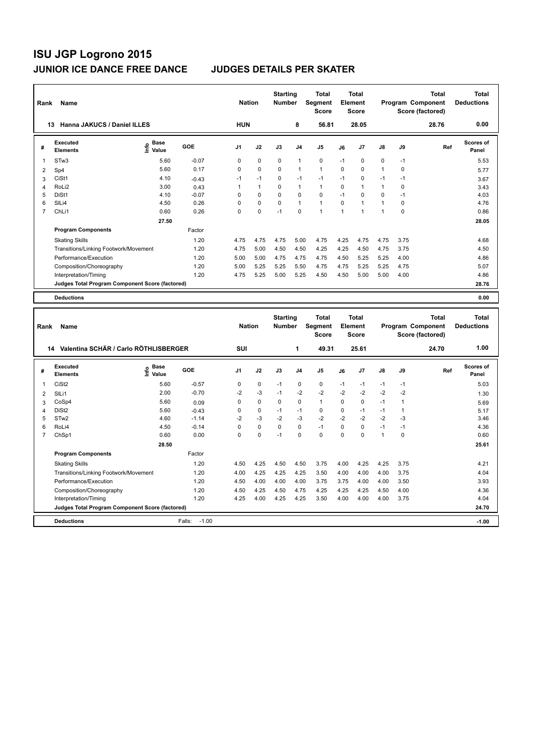# ISU JGP Logrono 2015

## JUNIOR ICE DANCE FREE DANCE JUDGES DETAILS PER SKATER

| Rank | Name | Nation | Starting Number | Total Segment Score | Total Element Score | Total Program Component Score (factored) | Total Deductions |
|---|---|---|---|---|---|---|---|
| 13 | Hanna JAKUCS / Daniel ILLES | HUN | 8 | 56.81 | 28.05 | 28.76 | 0.00 |

| # | Executed Elements | Info | Base Value | GOE | J1 | J2 | J3 | J4 | J5 | J6 | J7 | J8 | J9 | Ref | Scores of Panel |
|---|---|---|---|---|---|---|---|---|---|---|---|---|---|---|---|
| 1 | STw3 | | 5.60 | -0.07 | 0 | 0 | 0 | 1 | 0 | -1 | 0 | 0 | -1 | | 5.53 |
| 2 | Sp4 | | 5.60 | 0.17 | 0 | 0 | 0 | 1 | 1 | 0 | 0 | 1 | 0 | | 5.77 |
| 3 | CiSt1 | | 4.10 | -0.43 | -1 | -1 | 0 | -1 | -1 | -1 | 0 | -1 | -1 | | 3.67 |
| 4 | RoLi2 | | 3.00 | 0.43 | 1 | 1 | 0 | 1 | 1 | 0 | 1 | 1 | 0 | | 3.43 |
| 5 | DiSt1 | | 4.10 | -0.07 | 0 | 0 | 0 | 0 | 0 | -1 | 0 | 0 | -1 | | 4.03 |
| 6 | SlLi4 | | 4.50 | 0.26 | 0 | 0 | 0 | 1 | 1 | 0 | 1 | 1 | 0 | | 4.76 |
| 7 | ChLi1 | | 0.60 | 0.26 | 0 | 0 | -1 | 0 | 1 | 1 | 1 | 1 | 0 | | 0.86 |
| | | | 27.50 | | | | | | | | | | | | 28.05 |
| | **Program Components** | | | Factor | | | | | | | | | | | |
| | Skating Skills | | | 1.20 | 4.75 | 4.75 | 4.75 | 5.00 | 4.75 | 4.25 | 4.75 | 4.75 | 3.75 | | 4.68 |
| | Transitions/Linking Footwork/Movement | | | 1.20 | 4.75 | 5.00 | 4.50 | 4.50 | 4.25 | 4.25 | 4.50 | 4.75 | 3.75 | | 4.50 |
| | Performance/Execution | | | 1.20 | 5.00 | 5.00 | 4.75 | 4.75 | 4.75 | 4.50 | 5.25 | 5.25 | 4.00 | | 4.86 |
| | Composition/Choreography | | | 1.20 | 5.00 | 5.25 | 5.25 | 5.50 | 4.75 | 4.75 | 5.25 | 5.25 | 4.75 | | 5.07 |
| | Interpretation/Timing | | | 1.20 | 4.75 | 5.25 | 5.00 | 5.25 | 4.50 | 4.50 | 5.00 | 5.00 | 4.00 | | 4.86 |
| | **Judges Total Program Component Score (factored)** | | | | | | | | | | | | | | 28.76 |
| | **Deductions** | | | | | | | | | | | | | | 0.00 |

| Rank | Name | Nation | Starting Number | Total Segment Score | Total Element Score | Total Program Component Score (factored) | Total Deductions |
|---|---|---|---|---|---|---|---|
| 14 | Valentina SCHÄR / Carlo RÖTHLISBERGER | SUI | 1 | 49.31 | 25.61 | 24.70 | 1.00 |

| # | Executed Elements | Info | Base Value | GOE | J1 | J2 | J3 | J4 | J5 | J6 | J7 | J8 | J9 | Ref | Scores of Panel |
|---|---|---|---|---|---|---|---|---|---|---|---|---|---|---|---|
| 1 | CiSt2 | | 5.60 | -0.57 | 0 | 0 | -1 | 0 | 0 | -1 | -1 | -1 | -1 | | 5.03 |
| 2 | SlLi1 | | 2.00 | -0.70 | -2 | -3 | -1 | -2 | -2 | -2 | -2 | -2 | -2 | | 1.30 |
| 3 | CoSp4 | | 5.60 | 0.09 | 0 | 0 | 0 | 0 | 1 | 0 | 0 | -1 | 1 | | 5.69 |
| 4 | DiSt2 | | 5.60 | -0.43 | 0 | 0 | -1 | -1 | 0 | 0 | -1 | -1 | 1 | | 5.17 |
| 5 | STw2 | | 4.60 | -1.14 | -2 | -3 | -2 | -3 | -2 | -2 | -2 | -2 | -3 | | 3.46 |
| 6 | RoLi4 | | 4.50 | -0.14 | 0 | 0 | 0 | 0 | -1 | 0 | 0 | -1 | -1 | | 4.36 |
| 7 | ChSp1 | | 0.60 | 0.00 | 0 | 0 | -1 | 0 | 0 | 0 | 0 | 1 | 0 | | 0.60 |
| | | | 28.50 | | | | | | | | | | | | 25.61 |
| | **Program Components** | | | Factor | | | | | | | | | | | |
| | Skating Skills | | | 1.20 | 4.50 | 4.25 | 4.50 | 4.50 | 3.75 | 4.00 | 4.25 | 4.25 | 3.75 | | 4.21 |
| | Transitions/Linking Footwork/Movement | | | 1.20 | 4.00 | 4.25 | 4.25 | 4.25 | 3.50 | 4.00 | 4.00 | 4.00 | 3.75 | | 4.04 |
| | Performance/Execution | | | 1.20 | 4.50 | 4.00 | 4.00 | 4.00 | 3.75 | 3.75 | 4.00 | 4.00 | 3.50 | | 3.93 |
| | Composition/Choreography | | | 1.20 | 4.50 | 4.25 | 4.50 | 4.75 | 4.25 | 4.25 | 4.25 | 4.50 | 4.00 | | 4.36 |
| | Interpretation/Timing | | | 1.20 | 4.25 | 4.00 | 4.25 | 4.25 | 3.50 | 4.00 | 4.00 | 4.00 | 3.75 | | 4.04 |
| | **Judges Total Program Component Score (factored)** | | | | | | | | | | | | | | 24.70 |
| | **Deductions** | | | Falls: -1.00 | | | | | | | | | | | -1.00 |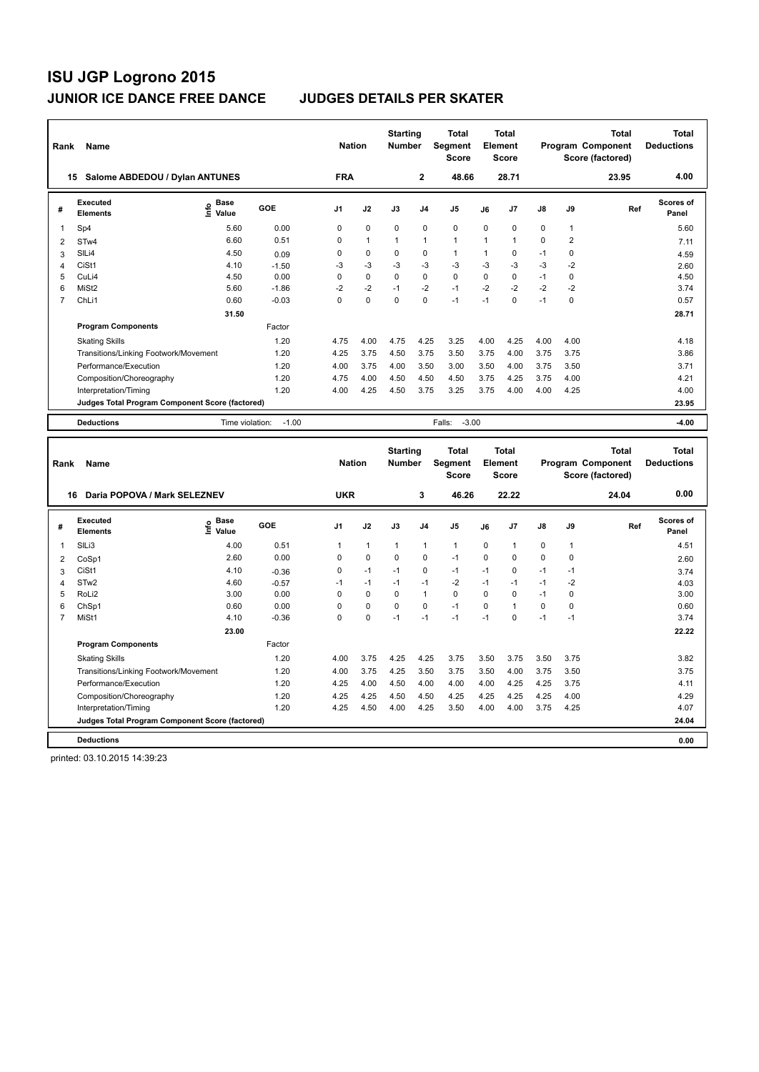# ISU JGP Logrono 2015

## JUNIOR ICE DANCE FREE DANCE — JUDGES DETAILS PER SKATER

| Rank | Name | Nation | Starting Number | Total Segment Score | Total Element Score | Total Program Component Score (factored) | Total Deductions |
|---|---|---|---|---|---|---|---|
| 15 | Salome ABDEDOU / Dylan ANTUNES | FRA | 2 | 48.66 | 28.71 | 23.95 | 4.00 |

| # | Executed Elements | Info | Base Value | GOE | J1 | J2 | J3 | J4 | J5 | J6 | J7 | J8 | J9 | Ref | Scores of Panel |
|---|---|---|---|---|---|---|---|---|---|---|---|---|---|---|---|
| 1 | Sp4 | | 5.60 | 0.00 | 0 | 0 | 0 | 0 | 0 | 0 | 0 | 0 | 1 | | 5.60 |
| 2 | STw4 | | 6.60 | 0.51 | 0 | 1 | 1 | 1 | 1 | 1 | 1 | 0 | 2 | | 7.11 |
| 3 | SlLi4 | | 4.50 | 0.09 | 0 | 0 | 0 | 0 | 1 | 1 | 0 | -1 | 0 | | 4.59 |
| 4 | CiSt1 | | 4.10 | -1.50 | -3 | -3 | -3 | -3 | -3 | -3 | -3 | -3 | -2 | | 2.60 |
| 5 | CuLi4 | | 4.50 | 0.00 | 0 | 0 | 0 | 0 | 0 | 0 | 0 | -1 | 0 | | 4.50 |
| 6 | MiSt2 | | 5.60 | -1.86 | -2 | -2 | -1 | -2 | -1 | -2 | -2 | -2 | -2 | | 3.74 |
| 7 | ChLi1 | | 0.60 | -0.03 | 0 | 0 | 0 | 0 | -1 | -1 | 0 | -1 | 0 | | 0.57 |
| | | | 31.50 | | | | | | | | | | | | 28.71 |
| | **Program Components** | | | Factor | | | | | | | | | | | |
| | Skating Skills | | | 1.20 | 4.75 | 4.00 | 4.75 | 4.25 | 3.25 | 4.00 | 4.25 | 4.00 | 4.00 | | 4.18 |
| | Transitions/Linking Footwork/Movement | | | 1.20 | 4.25 | 3.75 | 4.50 | 3.75 | 3.50 | 3.75 | 4.00 | 3.75 | 3.75 | | 3.86 |
| | Performance/Execution | | | 1.20 | 4.00 | 3.75 | 4.00 | 3.50 | 3.00 | 3.50 | 4.00 | 3.75 | 3.50 | | 3.71 |
| | Composition/Choreography | | | 1.20 | 4.75 | 4.00 | 4.50 | 4.50 | 4.50 | 3.75 | 4.25 | 3.75 | 4.00 | | 4.21 |
| | Interpretation/Timing | | | 1.20 | 4.00 | 4.25 | 4.50 | 3.75 | 3.25 | 3.75 | 4.00 | 4.00 | 4.25 | | 4.00 |
| | **Judges Total Program Component Score (factored)** | | | | | | | | | | | | | | 23.95 |
| | **Deductions** | | Time violation: | -1.00 | | | | | Falls: -3.00 | | | | | | -4.00 |

| Rank | Name | Nation | Starting Number | Total Segment Score | Total Element Score | Total Program Component Score (factored) | Total Deductions |
|---|---|---|---|---|---|---|---|
| 16 | Daria POPOVA / Mark SELEZNEV | UKR | 3 | 46.26 | 22.22 | 24.04 | 0.00 |

| # | Executed Elements | Info | Base Value | GOE | J1 | J2 | J3 | J4 | J5 | J6 | J7 | J8 | J9 | Ref | Scores of Panel |
|---|---|---|---|---|---|---|---|---|---|---|---|---|---|---|---|
| 1 | SlLi3 | | 4.00 | 0.51 | 1 | 1 | 1 | 1 | 1 | 0 | 1 | 0 | 1 | | 4.51 |
| 2 | CoSp1 | | 2.60 | 0.00 | 0 | 0 | 0 | 0 | -1 | 0 | 0 | 0 | 0 | | 2.60 |
| 3 | CiSt1 | | 4.10 | -0.36 | 0 | -1 | -1 | 0 | -1 | -1 | 0 | -1 | -1 | | 3.74 |
| 4 | STw2 | | 4.60 | -0.57 | -1 | -1 | -1 | -1 | -2 | -1 | -1 | -1 | -2 | | 4.03 |
| 5 | RoLi2 | | 3.00 | 0.00 | 0 | 0 | 0 | 1 | 0 | 0 | 0 | -1 | 0 | | 3.00 |
| 6 | ChSp1 | | 0.60 | 0.00 | 0 | 0 | 0 | 0 | -1 | 0 | 1 | 0 | 0 | | 0.60 |
| 7 | MiSt1 | | 4.10 | -0.36 | 0 | 0 | -1 | -1 | -1 | -1 | 0 | -1 | -1 | | 3.74 |
| | | | 23.00 | | | | | | | | | | | | 22.22 |
| | **Program Components** | | | Factor | | | | | | | | | | | |
| | Skating Skills | | | 1.20 | 4.00 | 3.75 | 4.25 | 4.25 | 3.75 | 3.50 | 3.75 | 3.50 | 3.75 | | 3.82 |
| | Transitions/Linking Footwork/Movement | | | 1.20 | 4.00 | 3.75 | 4.25 | 3.50 | 3.75 | 3.50 | 4.00 | 3.75 | 3.50 | | 3.75 |
| | Performance/Execution | | | 1.20 | 4.25 | 4.00 | 4.50 | 4.00 | 4.00 | 4.00 | 4.25 | 4.25 | 3.75 | | 4.11 |
| | Composition/Choreography | | | 1.20 | 4.25 | 4.25 | 4.50 | 4.50 | 4.25 | 4.25 | 4.25 | 4.25 | 4.00 | | 4.29 |
| | Interpretation/Timing | | | 1.20 | 4.25 | 4.50 | 4.00 | 4.25 | 3.50 | 4.00 | 4.00 | 3.75 | 4.25 | | 4.07 |
| | **Judges Total Program Component Score (factored)** | | | | | | | | | | | | | | 24.04 |
| | **Deductions** | | | | | | | | | | | | | | 0.00 |

printed: 03.10.2015 14:39:23